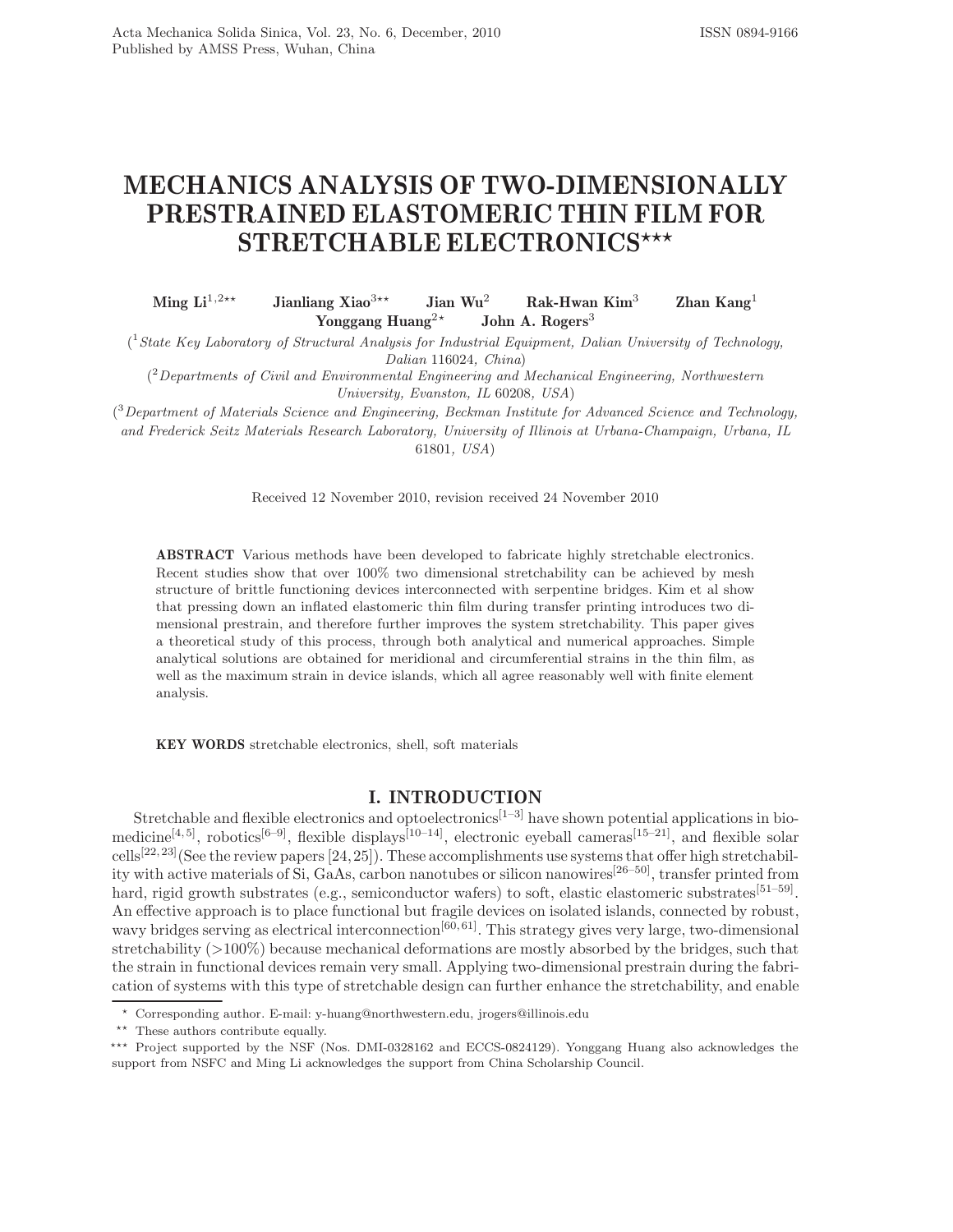# MECHANICS ANALYSIS OF TWO-DIMENSIONALLY PRESTRAINED ELASTOMERIC THIN FILM FOR STRETCHABLE ELECTRONICS***

**Ming Li**[1,2**] **Jianliang Xiao**[3**] **Jian Wu**[2] **Rak-Hwan Kim**[3] **Zhan Kang**[1] **Yonggang Huang**[2*] **John A. Rogers**[3]

([1] *State Key Laboratory of Structural Analysis for Industrial Equipment, Dalian University of Technology, Dalian* 116024*, China*)

([2] *Departments of Civil and Environmental Engineering and Mechanical Engineering, Northwestern University, Evanston, IL* 60208*, USA*)

([3] *Department of Materials Science and Engineering, Beckman Institute for Advanced Science and Technology, and Frederick Seitz Materials Research Laboratory, University of Illinois at Urbana-Champaign, Urbana, IL* 61801*, USA*)

Received 12 November 2010, revision received 24 November 2010

**ABSTRACT** Various methods have been developed to fabricate highly stretchable electronics. Recent studies show that over 100% two dimensional stretchability can be achieved by mesh structure of brittle functioning devices interconnected with serpentine bridges. Kim et al show that pressing down an inflated elastomeric thin film during transfer printing introduces two dimensional prestrain, and therefore further improves the system stretchability. This paper gives a theoretical study of this process, through both analytical and numerical approaches. Simple analytical solutions are obtained for meridional and circumferential strains in the thin film, as well as the maximum strain in device islands, which all agree reasonably well with finite element analysis.

**KEY WORDS** stretchable electronics, shell, soft materials

## I. INTRODUCTION

Stretchable and flexible electronics and optoelectronics[1–3] have shown potential applications in biomedicine[4,5], robotics[6–9], flexible displays[10–14], electronic eyeball cameras[15–21], and flexible solar cells[22,23](See the review papers [24,25]). These accomplishments use systems that offer high stretchability with active materials of Si, GaAs, carbon nanotubes or silicon nanowires[26–50], transfer printed from hard, rigid growth substrates (e.g., semiconductor wafers) to soft, elastic elastomeric substrates[51–59]. An effective approach is to place functional but fragile devices on isolated islands, connected by robust, wavy bridges serving as electrical interconnection[60,61]. This strategy gives very large, two-dimensional stretchability (>100%) because mechanical deformations are mostly absorbed by the bridges, such that the strain in functional devices remain very small. Applying two-dimensional prestrain during the fabrication of systems with this type of stretchable design can further enhance the stretchability, and enable

---

\* Corresponding author. E-mail: y-huang@northwestern.edu, jrogers@illinois.edu

\** These authors contribute equally.

\*** Project supported by the NSF (Nos. DMI-0328162 and ECCS-0824129). Yonggang Huang also acknowledges the support from NSFC and Ming Li acknowledges the support from China Scholarship Council.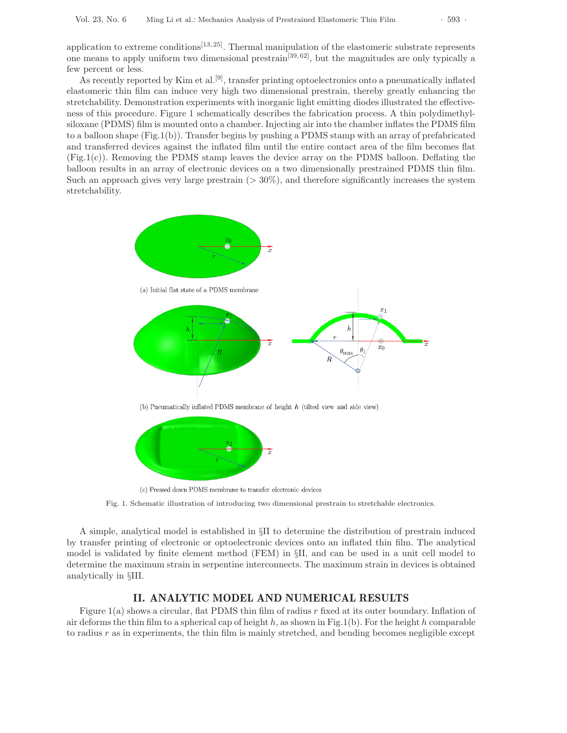application to extreme conditions[13,25]. Thermal manipulation of the elastomeric substrate represents one means to apply uniform two dimensional prestrain[39,62], but the magnitudes are only typically a few percent or less.

As recently reported by Kim et al.[9], transfer printing optoelectronics onto a pneumatically inflated elastomeric thin film can induce very high two dimensional prestrain, thereby greatly enhancing the stretchability. Demonstration experiments with inorganic light emitting diodes illustrated the effectiveness of this procedure. Figure 1 schematically describes the fabrication process. A thin polydimethylsiloxane (PDMS) film is mounted onto a chamber. Injecting air into the chamber inflates the PDMS film to a balloon shape (Fig.1(b)). Transfer begins by pushing a PDMS stamp with an array of prefabricated and transferred devices against the inflated film until the entire contact area of the film becomes flat (Fig.1(c)). Removing the PDMS stamp leaves the device array on the PDMS balloon. Deflating the balloon results in an array of electronic devices on a two dimensionally prestrained PDMS thin film. Such an approach gives very large prestrain (> 30%), and therefore significantly increases the system stretchability.

(a) Initial flat state of a PDMS membrane

(b) Pneumatically inflated PDMS membrane of height $h$ (tilted view and side view)

(c) Pressed down PDMS membrane to transfer electronic devices

Fig. 1. Schematic illustration of introducing two dimensional prestrain to stretchable electronics.

A simple, analytical model is established in §II to determine the distribution of prestrain induced by transfer printing of electronic or optoelectronic devices onto an inflated thin film. The analytical model is validated by finite element method (FEM) in §II, and can be used in a unit cell model to determine the maximum strain in serpentine interconnects. The maximum strain in devices is obtained analytically in §III.

## II. ANALYTIC MODEL AND NUMERICAL RESULTS

Figure 1(a) shows a circular, flat PDMS thin film of radius $r$ fixed at its outer boundary. Inflation of air deforms the thin film to a spherical cap of height $h$, as shown in Fig.1(b). For the height $h$ comparable to radius $r$ as in experiments, the thin film is mainly stretched, and bending becomes negligible except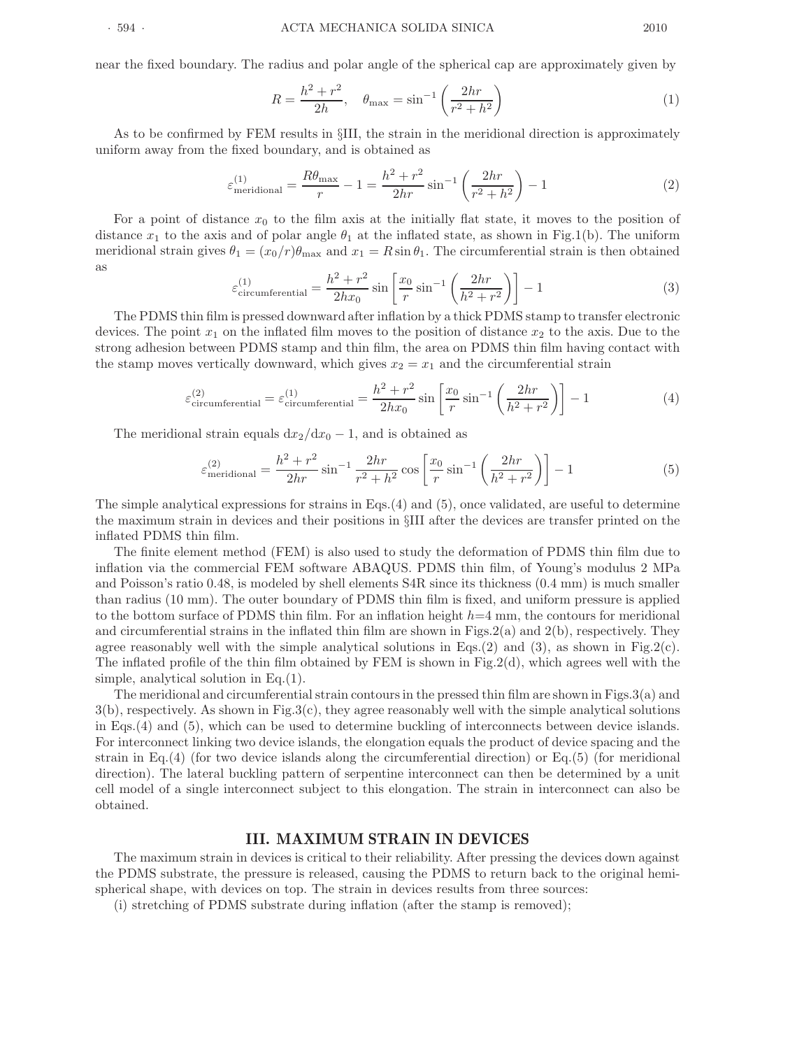near the fixed boundary. The radius and polar angle of the spherical cap are approximately given by

$$R = \frac{h^2 + r^2}{2h}, \quad \theta_{\max} = \sin^{-1}\left(\frac{2hr}{r^2 + h^2}\right) \tag{1}$$

As to be confirmed by FEM results in §III, the strain in the meridional direction is approximately uniform away from the fixed boundary, and is obtained as

$$\varepsilon^{(1)}_{\text{meridional}} = \frac{R\theta_{\max}}{r} - 1 = \frac{h^2 + r^2}{2hr}\sin^{-1}\left(\frac{2hr}{r^2 + h^2}\right) - 1 \tag{2}$$

For a point of distance $x_0$ to the film axis at the initially flat state, it moves to the position of distance $x_1$ to the axis and of polar angle $\theta_1$ at the inflated state, as shown in Fig.1(b). The uniform meridional strain gives $\theta_1 = (x_0/r)\theta_{\max}$ and $x_1 = R\sin\theta_1$. The circumferential strain is then obtained as

$$\varepsilon^{(1)}_{\text{circumferential}} = \frac{h^2 + r^2}{2hx_0}\sin\left[\frac{x_0}{r}\sin^{-1}\left(\frac{2hr}{h^2 + r^2}\right)\right] - 1 \tag{3}$$

The PDMS thin film is pressed downward after inflation by a thick PDMS stamp to transfer electronic devices. The point $x_1$ on the inflated film moves to the position of distance $x_2$ to the axis. Due to the strong adhesion between PDMS stamp and thin film, the area on PDMS thin film having contact with the stamp moves vertically downward, which gives $x_2 = x_1$ and the circumferential strain

$$\varepsilon^{(2)}_{\text{circumferential}} = \varepsilon^{(1)}_{\text{circumferential}} = \frac{h^2 + r^2}{2hx_0}\sin\left[\frac{x_0}{r}\sin^{-1}\left(\frac{2hr}{h^2 + r^2}\right)\right] - 1 \tag{4}$$

The meridional strain equals $\mathrm{d}x_2/\mathrm{d}x_0 - 1$, and is obtained as

$$\varepsilon^{(2)}_{\text{meridional}} = \frac{h^2 + r^2}{2hr}\sin^{-1}\frac{2hr}{r^2 + h^2}\cos\left[\frac{x_0}{r}\sin^{-1}\left(\frac{2hr}{h^2 + r^2}\right)\right] - 1 \tag{5}$$

The simple analytical expressions for strains in Eqs.(4) and (5), once validated, are useful to determine the maximum strain in devices and their positions in §III after the devices are transfer printed on the inflated PDMS thin film.

The finite element method (FEM) is also used to study the deformation of PDMS thin film due to inflation via the commercial FEM software ABAQUS. PDMS thin film, of Young's modulus 2 MPa and Poisson's ratio 0.48, is modeled by shell elements S4R since its thickness (0.4 mm) is much smaller than radius (10 mm). The outer boundary of PDMS thin film is fixed, and uniform pressure is applied to the bottom surface of PDMS thin film. For an inflation height $h$=4 mm, the contours for meridional and circumferential strains in the inflated thin film are shown in Figs.2(a) and 2(b), respectively. They agree reasonably well with the simple analytical solutions in Eqs.(2) and (3), as shown in Fig.2(c). The inflated profile of the thin film obtained by FEM is shown in Fig.2(d), which agrees well with the simple, analytical solution in Eq.(1).

The meridional and circumferential strain contours in the pressed thin film are shown in Figs.3(a) and 3(b), respectively. As shown in Fig.3(c), they agree reasonably well with the simple analytical solutions in Eqs.(4) and (5), which can be used to determine buckling of interconnects between device islands. For interconnect linking two device islands, the elongation equals the product of device spacing and the strain in Eq.(4) (for two device islands along the circumferential direction) or Eq.(5) (for meridional direction). The lateral buckling pattern of serpentine interconnect can then be determined by a unit cell model of a single interconnect subject to this elongation. The strain in interconnect can also be obtained.

## III. MAXIMUM STRAIN IN DEVICES

The maximum strain in devices is critical to their reliability. After pressing the devices down against the PDMS substrate, the pressure is released, causing the PDMS to return back to the original hemispherical shape, with devices on top. The strain in devices results from three sources:

(i) stretching of PDMS substrate during inflation (after the stamp is removed);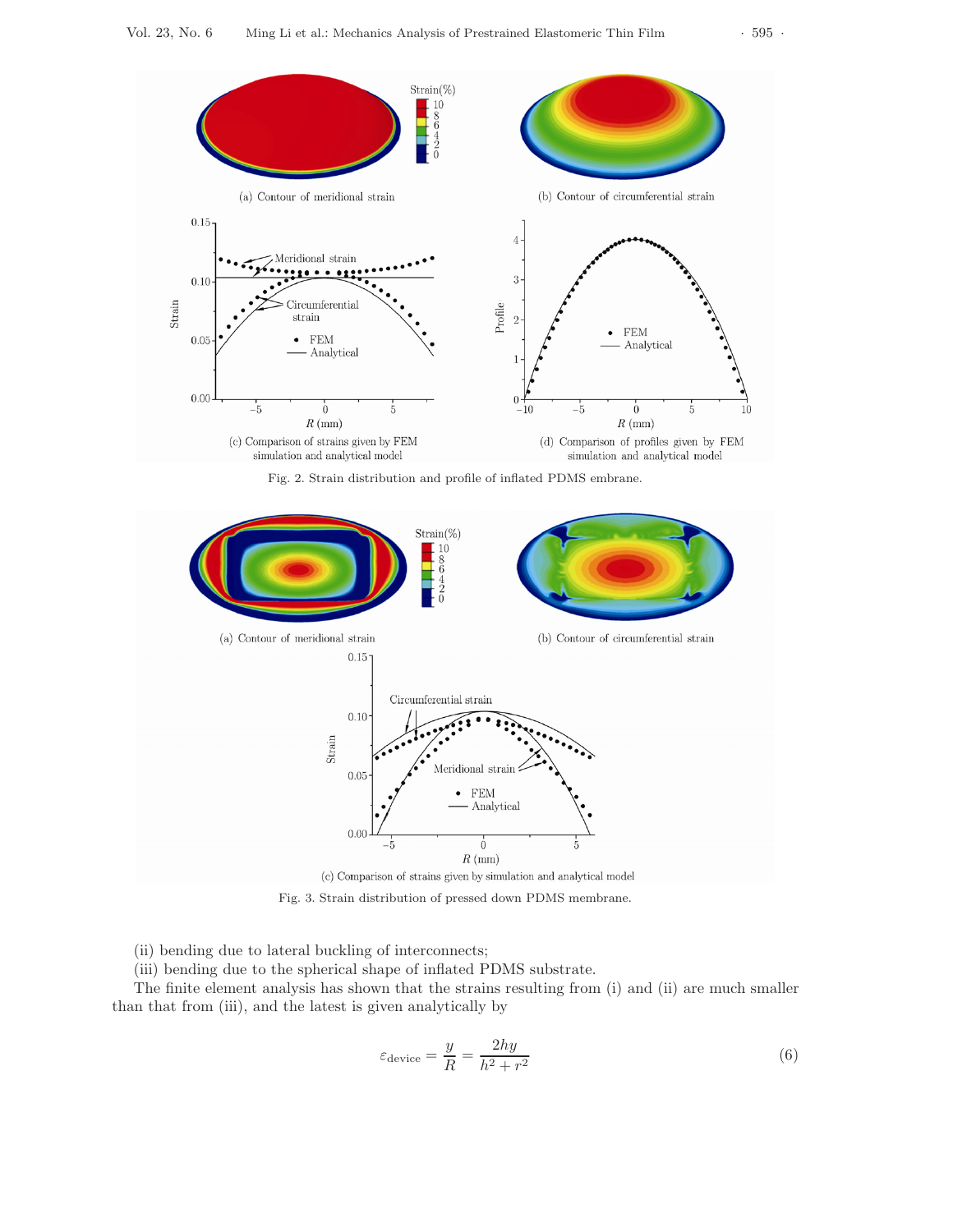(a) Contour of meridional strain

(b) Contour of circumferential strain

(c) Comparison of strains given by FEM simulation and analytical model

(d) Comparison of profiles given by FEM simulation and analytical model

Fig. 2. Strain distribution and profile of inflated PDMS embrane.

(a) Contour of meridional strain

(b) Contour of circumferential strain

(c) Comparison of strains given by simulation and analytical model

Fig. 3. Strain distribution of pressed down PDMS membrane.

(ii) bending due to lateral buckling of interconnects;

(iii) bending due to the spherical shape of inflated PDMS substrate.

The finite element analysis has shown that the strains resulting from (i) and (ii) are much smaller than that from (iii), and the latest is given analytically by

$$\varepsilon_{\text{device}} = \frac{y}{R} = \frac{2hy}{h^2 + r^2} \tag{6}$$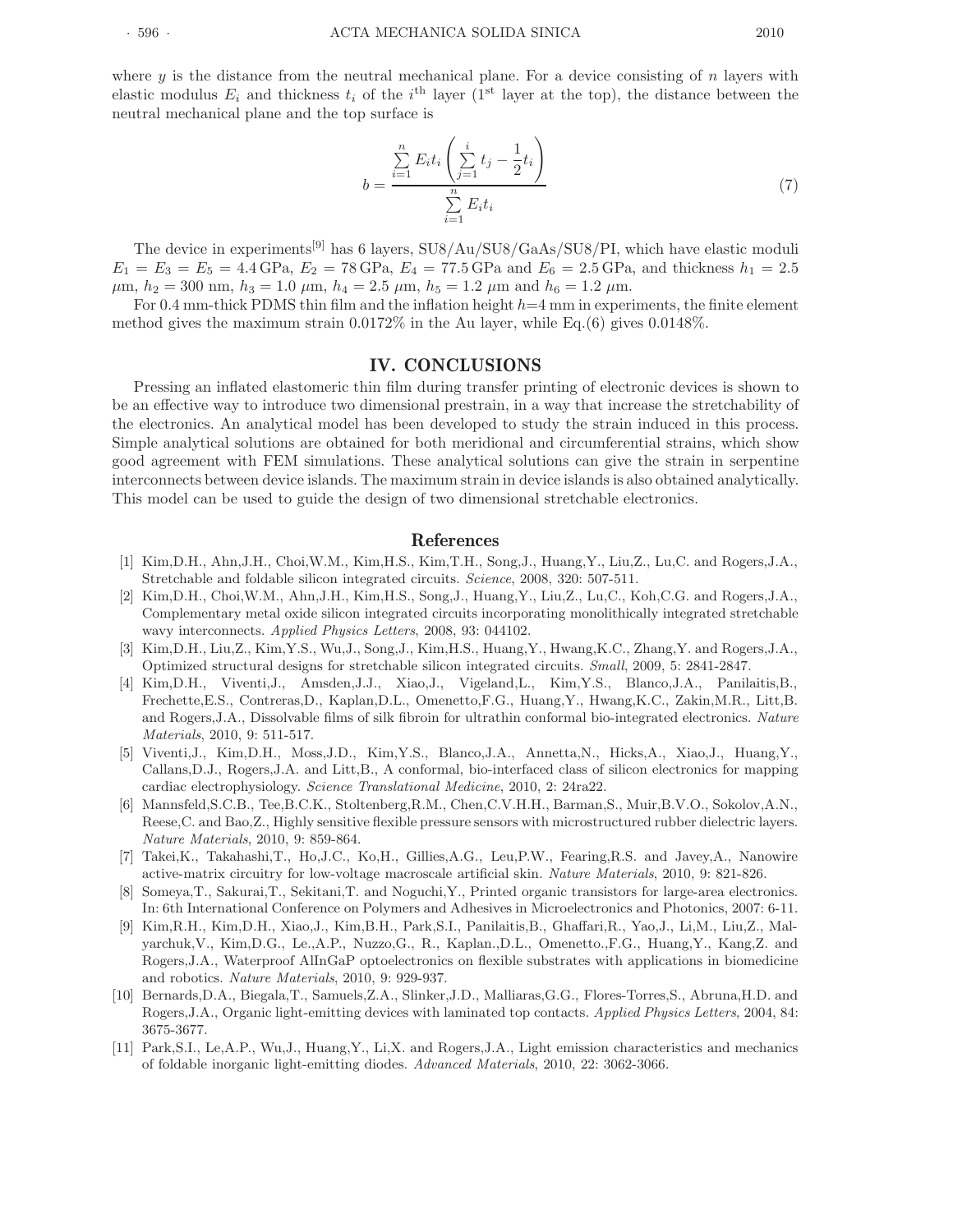where $y$ is the distance from the neutral mechanical plane. For a device consisting of $n$ layers with elastic modulus $E_i$ and thickness $t_i$ of the $i^{\mathrm{th}}$ layer ($1^{\mathrm{st}}$ layer at the top), the distance between the neutral mechanical plane and the top surface is

$$b = \frac{\sum_{i=1}^{n} E_i t_i \left( \sum_{j=1}^{i} t_j - \frac{1}{2} t_i \right)}{\sum_{i=1}^{n} E_i t_i} \tag{7}$$

The device in experiments[9] has 6 layers, SU8/Au/SU8/GaAs/SU8/PI, which have elastic moduli $E_1 = E_3 = E_5 = 4.4\,\mathrm{GPa}$, $E_2 = 78\,\mathrm{GPa}$, $E_4 = 77.5\,\mathrm{GPa}$ and $E_6 = 2.5\,\mathrm{GPa}$, and thickness $h_1 = 2.5$ $\mu$m, $h_2 = 300$ nm, $h_3 = 1.0$ $\mu$m, $h_4 = 2.5$ $\mu$m, $h_5 = 1.2$ $\mu$m and $h_6 = 1.2$ $\mu$m.

For 0.4 mm-thick PDMS thin film and the inflation height $h$=4 mm in experiments, the finite element method gives the maximum strain 0.0172% in the Au layer, while Eq.(6) gives 0.0148%.

## IV. CONCLUSIONS

Pressing an inflated elastomeric thin film during transfer printing of electronic devices is shown to be an effective way to introduce two dimensional prestrain, in a way that increase the stretchability of the electronics. An analytical model has been developed to study the strain induced in this process. Simple analytical solutions are obtained for both meridional and circumferential strains, which show good agreement with FEM simulations. These analytical solutions can give the strain in serpentine interconnects between device islands. The maximum strain in device islands is also obtained analytically. This model can be used to guide the design of two dimensional stretchable electronics.

## References

[1] Kim,D.H., Ahn,J.H., Choi,W.M., Kim,H.S., Kim,T.H., Song,J., Huang,Y., Liu,Z., Lu,C. and Rogers,J.A., Stretchable and foldable silicon integrated circuits. *Science*, 2008, 320: 507-511.

[2] Kim,D.H., Choi,W.M., Ahn,J.H., Kim,H.S., Song,J., Huang,Y., Liu,Z., Lu,C., Koh,C.G. and Rogers,J.A., Complementary metal oxide silicon integrated circuits incorporating monolithically integrated stretchable wavy interconnects. *Applied Physics Letters*, 2008, 93: 044102.

[3] Kim,D.H., Liu,Z., Kim,Y.S., Wu,J., Song,J., Kim,H.S., Huang,Y., Hwang,K.C., Zhang,Y. and Rogers,J.A., Optimized structural designs for stretchable silicon integrated circuits. *Small*, 2009, 5: 2841-2847.

[4] Kim,D.H., Viventi,J., Amsden,J.J., Xiao,J., Vigeland,L., Kim,Y.S., Blanco,J.A., Panilaitis,B., Frechette,E.S., Contreras,D., Kaplan,D.L., Omenetto,F.G., Huang,Y., Hwang,K.C., Zakin,M.R., Litt,B. and Rogers,J.A., Dissolvable films of silk fibroin for ultrathin conformal bio-integrated electronics. *Nature Materials*, 2010, 9: 511-517.

[5] Viventi,J., Kim,D.H., Moss,J.D., Kim,Y.S., Blanco,J.A., Annetta,N., Hicks,A., Xiao,J., Huang,Y., Callans,D.J., Rogers,J.A. and Litt,B., A conformal, bio-interfaced class of silicon electronics for mapping cardiac electrophysiology. *Science Translational Medicine*, 2010, 2: 24ra22.

[6] Mannsfeld,S.C.B., Tee,B.C.K., Stoltenberg,R.M., Chen,C.V.H.H., Barman,S., Muir,B.V.O., Sokolov,A.N., Reese,C. and Bao,Z., Highly sensitive flexible pressure sensors with microstructured rubber dielectric layers. *Nature Materials*, 2010, 9: 859-864.

[7] Takei,K., Takahashi,T., Ho,J.C., Ko,H., Gillies,A.G., Leu,P.W., Fearing,R.S. and Javey,A., Nanowire active-matrix circuitry for low-voltage macroscale artificial skin. *Nature Materials*, 2010, 9: 821-826.

[8] Someya,T., Sakurai,T., Sekitani,T. and Noguchi,Y., Printed organic transistors for large-area electronics. In: 6th International Conference on Polymers and Adhesives in Microelectronics and Photonics, 2007: 6-11.

[9] Kim,R.H., Kim,D.H., Xiao,J., Kim,B.H., Park,S.I., Panilaitis,B., Ghaffari,R., Yao,J., Li,M., Liu,Z., Malyarchuk,V., Kim,D.G., Le.,A.P., Nuzzo,G., R., Kaplan.,D.L., Omenetto.,F.G., Huang,Y., Kang,Z. and Rogers,J.A., Waterproof AlInGaP optoelectronics on flexible substrates with applications in biomedicine and robotics. *Nature Materials*, 2010, 9: 929-937.

[10] Bernards,D.A., Biegala,T., Samuels,Z.A., Slinker,J.D., Malliaras,G.G., Flores-Torres,S., Abruna,H.D. and Rogers,J.A., Organic light-emitting devices with laminated top contacts. *Applied Physics Letters*, 2004, 84: 3675-3677.

[11] Park,S.I., Le,A.P., Wu,J., Huang,Y., Li,X. and Rogers,J.A., Light emission characteristics and mechanics of foldable inorganic light-emitting diodes. *Advanced Materials*, 2010, 22: 3062-3066.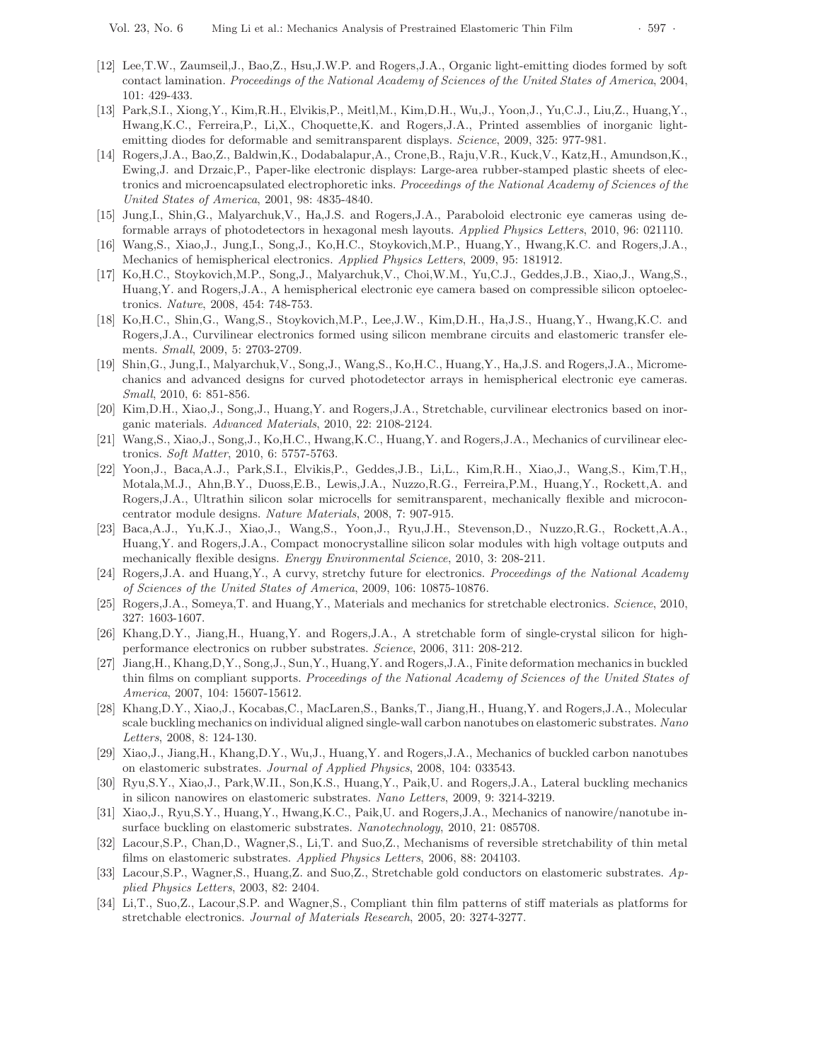[12] Lee,T.W., Zaumseil,J., Bao,Z., Hsu,J.W.P. and Rogers,J.A., Organic light-emitting diodes formed by soft contact lamination. *Proceedings of the National Academy of Sciences of the United States of America*, 2004, 101: 429-433.

[13] Park,S.I., Xiong,Y., Kim,R.H., Elvikis,P., Meitl,M., Kim,D.H., Wu,J., Yoon,J., Yu,C.J., Liu,Z., Huang,Y., Hwang,K.C., Ferreira,P., Li,X., Choquette,K. and Rogers,J.A., Printed assemblies of inorganic light-emitting diodes for deformable and semitransparent displays. *Science*, 2009, 325: 977-981.

[14] Rogers,J.A., Bao,Z., Baldwin,K., Dodabalapur,A., Crone,B., Raju,V.R., Kuck,V., Katz,H., Amundson,K., Ewing,J. and Drzaic,P., Paper-like electronic displays: Large-area rubber-stamped plastic sheets of electronics and microencapsulated electrophoretic inks. *Proceedings of the National Academy of Sciences of the United States of America*, 2001, 98: 4835-4840.

[15] Jung,I., Shin,G., Malyarchuk,V., Ha,J.S. and Rogers,J.A., Paraboloid electronic eye cameras using deformable arrays of photodetectors in hexagonal mesh layouts. *Applied Physics Letters*, 2010, 96: 021110.

[16] Wang,S., Xiao,J., Jung,I., Song,J., Ko,H.C., Stoykovich,M.P., Huang,Y., Hwang,K.C. and Rogers,J.A., Mechanics of hemispherical electronics. *Applied Physics Letters*, 2009, 95: 181912.

[17] Ko,H.C., Stoykovich,M.P., Song,J., Malyarchuk,V., Choi,W.M., Yu,C.J., Geddes,J.B., Xiao,J., Wang,S., Huang,Y. and Rogers,J.A., A hemispherical electronic eye camera based on compressible silicon optoelectronics. *Nature*, 2008, 454: 748-753.

[18] Ko,H.C., Shin,G., Wang,S., Stoykovich,M.P., Lee,J.W., Kim,D.H., Ha,J.S., Huang,Y., Hwang,K.C. and Rogers,J.A., Curvilinear electronics formed using silicon membrane circuits and elastomeric transfer elements. *Small*, 2009, 5: 2703-2709.

[19] Shin,G., Jung,I., Malyarchuk,V., Song,J., Wang,S., Ko,H.C., Huang,Y., Ha,J.S. and Rogers,J.A., Micromechanics and advanced designs for curved photodetector arrays in hemispherical electronic eye cameras. *Small*, 2010, 6: 851-856.

[20] Kim,D.H., Xiao,J., Song,J., Huang,Y. and Rogers,J.A., Stretchable, curvilinear electronics based on inorganic materials. *Advanced Materials*, 2010, 22: 2108-2124.

[21] Wang,S., Xiao,J., Song,J., Ko,H.C., Hwang,K.C., Huang,Y. and Rogers,J.A., Mechanics of curvilinear electronics. *Soft Matter*, 2010, 6: 5757-5763.

[22] Yoon,J., Baca,A.J., Park,S.I., Elvikis,P., Geddes,J.B., Li,L., Kim,R.H., Xiao,J., Wang,S., Kim,T.H,, Motala,M.J., Ahn,B.Y., Duoss,E.B., Lewis,J.A., Nuzzo,R.G., Ferreira,P.M., Huang,Y., Rockett,A. and Rogers,J.A., Ultrathin silicon solar microcells for semitransparent, mechanically flexible and microconcentrator module designs. *Nature Materials*, 2008, 7: 907-915.

[23] Baca,A.J., Yu,K.J., Xiao,J., Wang,S., Yoon,J., Ryu,J.H., Stevenson,D., Nuzzo,R.G., Rockett,A.A., Huang,Y. and Rogers,J.A., Compact monocrystalline silicon solar modules with high voltage outputs and mechanically flexible designs. *Energy Environmental Science*, 2010, 3: 208-211.

[24] Rogers,J.A. and Huang,Y., A curvy, stretchy future for electronics. *Proceedings of the National Academy of Sciences of the United States of America*, 2009, 106: 10875-10876.

[25] Rogers,J.A., Someya,T. and Huang,Y., Materials and mechanics for stretchable electronics. *Science*, 2010, 327: 1603-1607.

[26] Khang,D.Y., Jiang,H., Huang,Y. and Rogers,J.A., A stretchable form of single-crystal silicon for high-performance electronics on rubber substrates. *Science*, 2006, 311: 208-212.

[27] Jiang,H., Khang,D,Y., Song,J., Sun,Y., Huang,Y. and Rogers,J.A., Finite deformation mechanics in buckled thin films on compliant supports. *Proceedings of the National Academy of Sciences of the United States of America*, 2007, 104: 15607-15612.

[28] Khang,D.Y., Xiao,J., Kocabas,C., MacLaren,S., Banks,T., Jiang,H., Huang,Y. and Rogers,J.A., Molecular scale buckling mechanics on individual aligned single-wall carbon nanotubes on elastomeric substrates. *Nano Letters*, 2008, 8: 124-130.

[29] Xiao,J., Jiang,H., Khang,D.Y., Wu,J., Huang,Y. and Rogers,J.A., Mechanics of buckled carbon nanotubes on elastomeric substrates. *Journal of Applied Physics*, 2008, 104: 033543.

[30] Ryu,S.Y., Xiao,J., Park,W.II., Son,K.S., Huang,Y., Paik,U. and Rogers,J.A., Lateral buckling mechanics in silicon nanowires on elastomeric substrates. *Nano Letters*, 2009, 9: 3214-3219.

[31] Xiao,J., Ryu,S.Y., Huang,Y., Hwang,K.C., Paik,U. and Rogers,J.A., Mechanics of nanowire/nanotube in-surface buckling on elastomeric substrates. *Nanotechnology*, 2010, 21: 085708.

[32] Lacour,S.P., Chan,D., Wagner,S., Li,T. and Suo,Z., Mechanisms of reversible stretchability of thin metal films on elastomeric substrates. *Applied Physics Letters*, 2006, 88: 204103.

[33] Lacour,S.P., Wagner,S., Huang,Z. and Suo,Z., Stretchable gold conductors on elastomeric substrates. *Applied Physics Letters*, 2003, 82: 2404.

[34] Li,T., Suo,Z., Lacour,S.P. and Wagner,S., Compliant thin film patterns of stiff materials as platforms for stretchable electronics. *Journal of Materials Research*, 2005, 20: 3274-3277.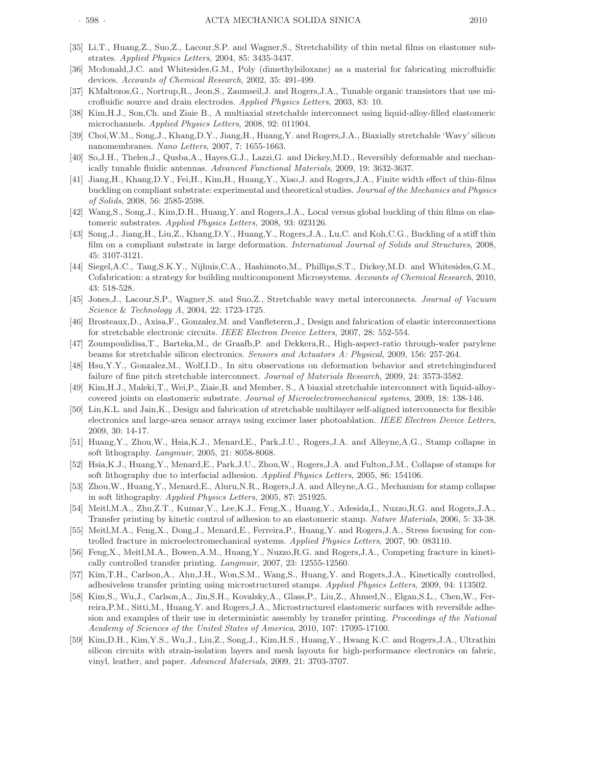[35] Li,T., Huang,Z., Suo,Z., Lacour,S.P. and Wagner,S., Stretchability of thin metal films on elastomer substrates. *Applied Physics Letters*, 2004, 85: 3435-3437.

[36] Mcdonald,J.C. and Whitesides,G.M., Poly (dimethylsiloxane) as a material for fabricating microfluidic devices. *Accounts of Chemical Research*, 2002, 35: 491-499.

[37] KMaltezos,G., Nortrup,R., Jeon,S., Zaumseil,J. and Rogers,J.A., Tunable organic transistors that use microfluidic source and drain electrodes. *Applied Physics Letters*, 2003, 83: 10.

[38] Kim,H.J., Son,Ch. and Ziaie B., A multiaxial stretchable interconnect using liquid-alloy-filled elastomeric microchannels. *Applied Physics Letters*, 2008, 92: 011904.

[39] Choi,W.M., Song,J., Khang,D.Y., Jiang,H., Huang,Y. and Rogers,J.A., Biaxially stretchable 'Wavy' silicon nanomembranes. *Nano Letters*, 2007, 7: 1655-1663.

[40] So,J.H., Thelen,J., Qusba,A., Hayes,G.J., Lazzi,G. and Dickey,M.D., Reversibly deformable and mechanically tunable fluidic antennas. *Advanced Functional Materials*, 2009, 19: 3632-3637.

[41] Jiang,H., Khang,D.Y., Fei,H., Kim,H., Huang,Y., Xiao,J. and Rogers,J.A., Finite width effect of thin-films buckling on compliant substrate: experimental and theoretical studies. *Journal of the Mechanics and Physics of Solids*, 2008, 56: 2585-2598.

[42] Wang,S., Song,J., Kim,D.H., Huang,Y. and Rogers,J.A., Local versus global buckling of thin films on elastomeric substrates. *Applied Physics Letters*, 2008, 93: 023126.

[43] Song,J., Jiang,H., Liu,Z., Khang,D.Y., Huang,Y., Rogers,J.A., Lu,C. and Koh,C.G., Buckling of a stiff thin film on a compliant substrate in large deformation. *International Journal of Solids and Structures*, 2008, 45: 3107-3121.

[44] Siegel,A.C., Tang,S.K.Y., Nijhuis,C.A., Hashimoto,M., Phillips,S.T., Dickey,M.D. and Whitesides,G.M., Cofabrication: a strategy for building multicomponent Microsystems. *Accounts of Chemical Research*, 2010, 43: 518-528.

[45] Jones,J., Lacour,S.P., Wagner,S. and Suo,Z., Stretchable wavy metal interconnects. *Journal of Vacuum Science & Technology A*, 2004, 22: 1723-1725.

[46] Brosteaux,D., Axisa,F., Gonzalez,M. and Vanfleteren,J., Design and fabrication of elastic interconnections for stretchable electronic circuits. *IEEE Electron Device Letters*, 2007, 28: 552-554.

[47] Zoumpoulidisa,T., Barteka,M., de Graafb,P. and Dekkera,R., High-aspect-ratio through-wafer parylene beams for stretchable silicon electronics. *Sensors and Actuators A: Physical*, 2009, 156: 257-264.

[48] Hsu,Y.Y., Gonzalez,M., Wolf,I.D., In situ observations on deformation behavior and stretchinginduced failure of fine pitch stretchable interconnect. *Journal of Materials Research*, 2009, 24: 3573-3582.

[49] Kim,H.J., Maleki,T., Wei,P., Ziaie,B. and Member, S., A biaxial stretchable interconnect with liquid-alloy-covered joints on elastomeric substrate. *Journal of Microelectromechanical systems*, 2009, 18: 138-146.

[50] Lin,K.L. and Jain,K., Design and fabrication of stretchable multilayer self-aligned interconnects for flexible electronics and large-area sensor arrays using excimer laser photoablation. *IEEE Electron Device Letters*, 2009, 30: 14-17.

[51] Huang,Y., Zhou,W., Hsia,K.J., Menard,E., Park,J.U., Rogers,J.A. and Alleyne,A.G., Stamp collapse in soft lithography. *Langmuir*, 2005, 21: 8058-8068.

[52] Hsia,K.J., Huang,Y., Menard,E., Park,J.U., Zhou,W., Rogers,J.A. and Fulton,J.M., Collapse of stamps for soft lithography due to interfacial adhesion. *Applied Physics Letters*, 2005, 86: 154106.

[53] Zhou,W., Huang,Y., Menard,E., Aluru,N.R., Rogers,J.A. and Alleyne,A.G., Mechanism for stamp collapse in soft lithography. *Applied Physics Letters*, 2005, 87: 251925.

[54] Meitl,M.A., Zhu,Z.T., Kumar,V., Lee,K.J., Feng,X., Huang,Y., Adesida,I., Nuzzo,R.G. and Rogers,J.A., Transfer printing by kinetic control of adhesion to an elastomeric stamp. *Nature Materials*, 2006, 5: 33-38.

[55] Meitl,M.A., Feng,X., Dong,J., Menard,E., Ferreira,P., Huang,Y. and Rogers,J.A., Stress focusing for controlled fracture in microelectromechanical systems. *Applied Physics Letters*, 2007, 90: 083110.

[56] Feng,X., Meitl,M.A., Bowen,A.M., Huang,Y., Nuzzo,R.G. and Rogers,J.A., Competing fracture in kinetically controlled transfer printing. *Langmuir*, 2007, 23: 12555-12560.

[57] Kim,T.H., Carlson,A., Ahn,J.H., Won,S.M., Wang,S., Huang,Y. and Rogers,J.A., Kinetically controlled, adhesiveless transfer printing using microstructured stamps. *Applied Physics Letters*, 2009, 94: 113502.

[58] Kim,S., Wu,J., Carlson,A., Jin,S.H., Kovalsky,A., Glass,P., Liu,Z., Ahmed,N., Elgan,S.L., Chen,W., Ferreira,P.M., Sitti,M., Huang,Y. and Rogers,J.A., Microstructured elastomeric surfaces with reversible adhesion and examples of their use in deterministic assembly by transfer printing. *Proceedings of the National Academy of Sciences of the United States of America*, 2010, 107: 17095-17100.

[59] Kim,D.H., Kim,Y.S., Wu,J., Liu,Z., Song,J., Kim,H.S., Huang,Y., Hwang K.C. and Rogers,J.A., Ultrathin silicon circuits with strain-isolation layers and mesh layouts for high-performance electronics on fabric, vinyl, leather, and paper. *Advanced Materials*, 2009, 21: 3703-3707.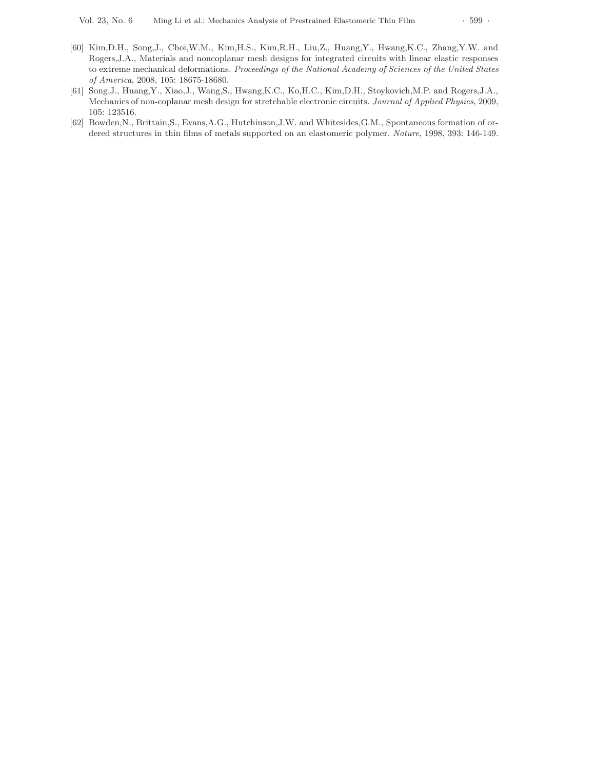[60] Kim,D.H., Song,J., Choi,W.M., Kim,H.S., Kim,R.H., Liu,Z., Huang,Y., Hwang,K.C., Zhang,Y.W. and Rogers,J.A., Materials and noncoplanar mesh designs for integrated circuits with linear elastic responses to extreme mechanical deformations. *Proceedings of the National Academy of Sciences of the United States of America*, 2008, 105: 18675-18680.

[61] Song,J., Huang,Y., Xiao,J., Wang,S., Hwang,K.C., Ko,H.C., Kim,D.H., Stoykovich,M.P. and Rogers,J.A., Mechanics of non-coplanar mesh design for stretchable electronic circuits. *Journal of Applied Physics*, 2009, 105: 123516.

[62] Bowden,N., Brittain,S., Evans,A.G., Hutchinson,J.W. and Whitesides,G.M., Spontaneous formation of ordered structures in thin films of metals supported on an elastomeric polymer. *Nature*, 1998, 393: 146-149.